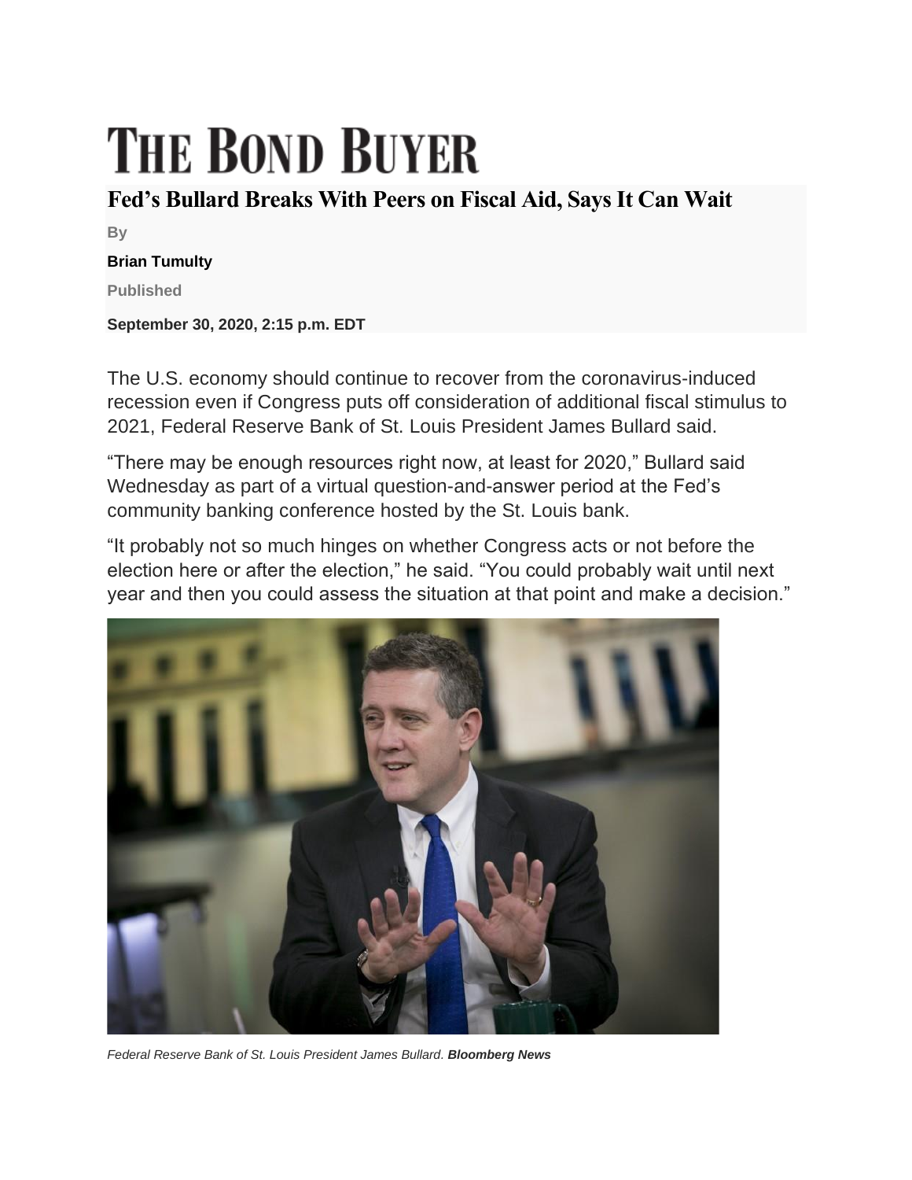# THE BOND BUYER

## Fed’s Bullard Breaks With Peers on Fiscal Aid, Says It Can Wait

By

**Brian Tumulty**

Published

**September 30, 2020, 2:15 p.m. EDT**

The U.S. economy should continue to recover from the coronavirus-induced recession even if Congress puts off consideration of additional fiscal stimulus to 2021, Federal Reserve Bank of St. Louis President James Bullard said.

“There may be enough resources right now, at least for 2020,” Bullard said Wednesday as part of a virtual question-and-answer period at the Fed’s community banking conference hosted by the St. Louis bank.

“It probably not so much hinges on whether Congress acts or not before the election here or after the election,” he said. “You could probably wait until next year and then you could assess the situation at that point and make a decision.”

*Federal Reserve Bank of St. Louis President James Bullard.* ***Bloomberg News***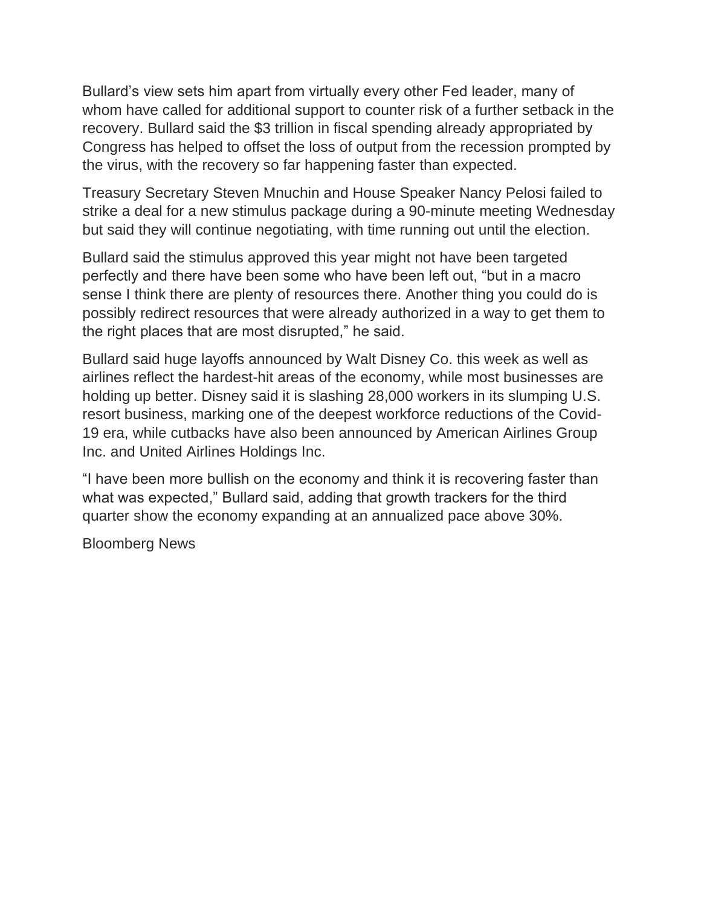Bullard's view sets him apart from virtually every other Fed leader, many of whom have called for additional support to counter risk of a further setback in the recovery. Bullard said the $3 trillion in fiscal spending already appropriated by Congress has helped to offset the loss of output from the recession prompted by the virus, with the recovery so far happening faster than expected.

Treasury Secretary Steven Mnuchin and House Speaker Nancy Pelosi failed to strike a deal for a new stimulus package during a 90-minute meeting Wednesday but said they will continue negotiating, with time running out until the election.

Bullard said the stimulus approved this year might not have been targeted perfectly and there have been some who have been left out, "but in a macro sense I think there are plenty of resources there. Another thing you could do is possibly redirect resources that were already authorized in a way to get them to the right places that are most disrupted," he said.

Bullard said huge layoffs announced by Walt Disney Co. this week as well as airlines reflect the hardest-hit areas of the economy, while most businesses are holding up better. Disney said it is slashing 28,000 workers in its slumping U.S. resort business, marking one of the deepest workforce reductions of the Covid-19 era, while cutbacks have also been announced by American Airlines Group Inc. and United Airlines Holdings Inc.

"I have been more bullish on the economy and think it is recovering faster than what was expected," Bullard said, adding that growth trackers for the third quarter show the economy expanding at an annualized pace above 30%.

Bloomberg News